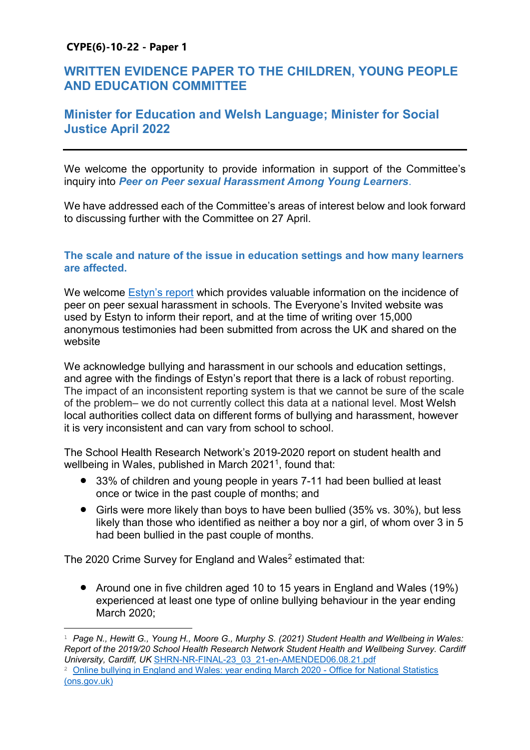**CYPE(6)-10-22 - Paper 1**

# WRITTEN EVIDENCE PAPER TO THE CHILDREN, YOUNG PEOPLE AND EDUCATION COMMITTEE

## Minister for Education and Welsh Language; Minister for Social Justice April 2022

---

We welcome the opportunity to provide information in support of the Committee's inquiry into ***Peer on Peer sexual Harassment Among Young Learners***.

We have addressed each of the Committee's areas of interest below and look forward to discussing further with the Committee on 27 April.

### The scale and nature of the issue in education settings and how many learners are affected.

We welcome [Estyn's report](Estyn's report) which provides valuable information on the incidence of peer on peer sexual harassment in schools. The Everyone's Invited website was used by Estyn to inform their report, and at the time of writing over 15,000 anonymous testimonies had been submitted from across the UK and shared on the website

We acknowledge bullying and harassment in our schools and education settings, and agree with the findings of Estyn's report that there is a lack of robust reporting. The impact of an inconsistent reporting system is that we cannot be sure of the scale of the problem– we do not currently collect this data at a national level. Most Welsh local authorities collect data on different forms of bullying and harassment, however it is very inconsistent and can vary from school to school.

The School Health Research Network's 2019-2020 report on student health and wellbeing in Wales, published in March 2021[1], found that:

- 33% of children and young people in years 7-11 had been bullied at least once or twice in the past couple of months; and
- Girls were more likely than boys to have been bullied (35% vs. 30%), but less likely than those who identified as neither a boy nor a girl, of whom over 3 in 5 had been bullied in the past couple of months.

The 2020 Crime Survey for England and Wales[2] estimated that:

- Around one in five children aged 10 to 15 years in England and Wales (19%) experienced at least one type of online bullying behaviour in the year ending March 2020;

---

[1] *Page N., Hewitt G., Young H., Moore G., Murphy S. (2021) Student Health and Wellbeing in Wales: Report of the 2019/20 School Health Research Network Student Health and Wellbeing Survey. Cardiff University, Cardiff, UK* SHRN-NR-FINAL-23_03_21-en-AMENDED06.08.21.pdf

[2] Online bullying in England and Wales: year ending March 2020 - Office for National Statistics (ons.gov.uk)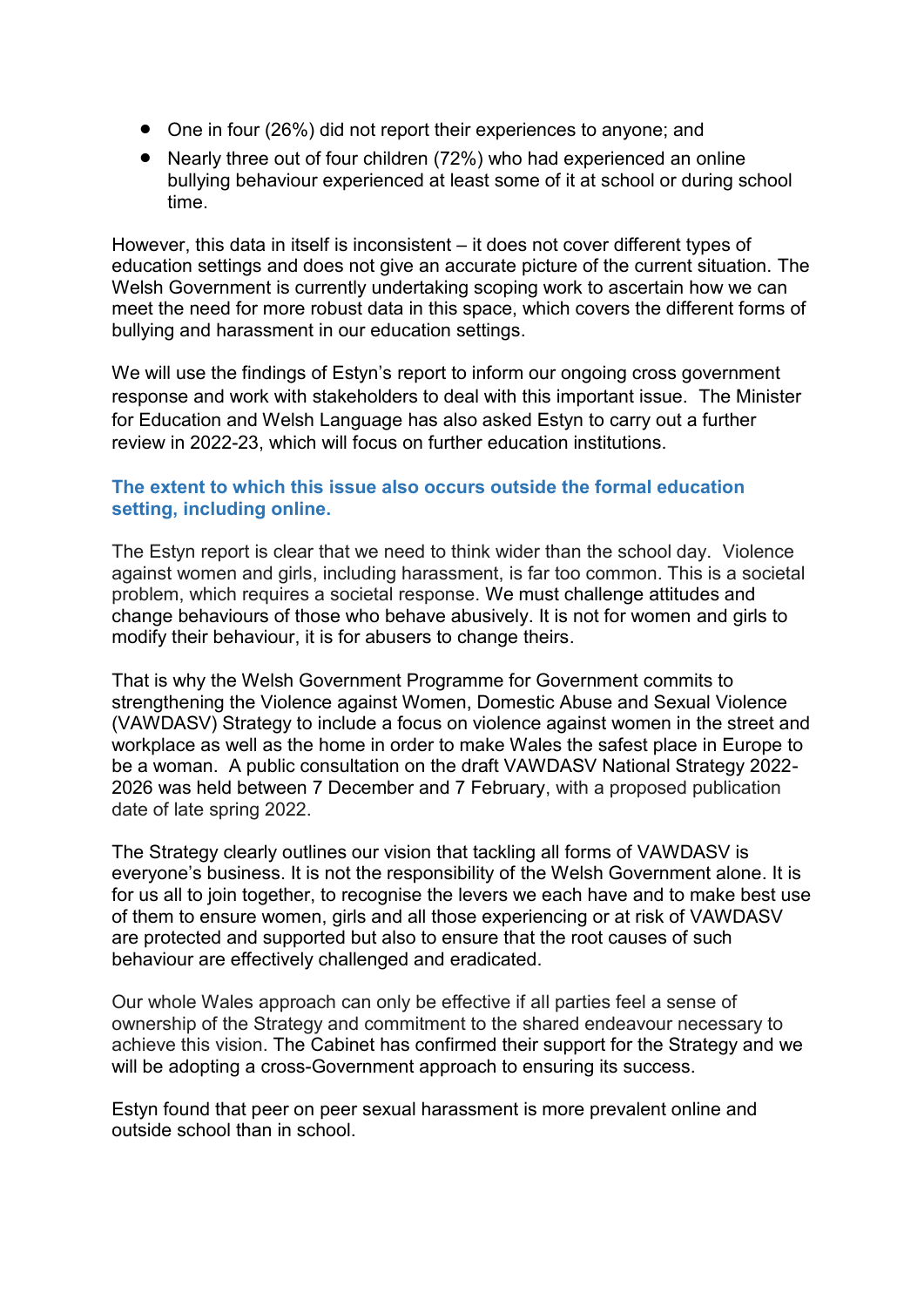- One in four (26%) did not report their experiences to anyone; and
- Nearly three out of four children (72%) who had experienced an online bullying behaviour experienced at least some of it at school or during school time.

However, this data in itself is inconsistent – it does not cover different types of education settings and does not give an accurate picture of the current situation. The Welsh Government is currently undertaking scoping work to ascertain how we can meet the need for more robust data in this space, which covers the different forms of bullying and harassment in our education settings.

We will use the findings of Estyn's report to inform our ongoing cross government response and work with stakeholders to deal with this important issue. The Minister for Education and Welsh Language has also asked Estyn to carry out a further review in 2022-23, which will focus on further education institutions.

### The extent to which this issue also occurs outside the formal education setting, including online.

The Estyn report is clear that we need to think wider than the school day. Violence against women and girls, including harassment, is far too common. This is a societal problem, which requires a societal response. We must challenge attitudes and change behaviours of those who behave abusively. It is not for women and girls to modify their behaviour, it is for abusers to change theirs.

That is why the Welsh Government Programme for Government commits to strengthening the Violence against Women, Domestic Abuse and Sexual Violence (VAWDASV) Strategy to include a focus on violence against women in the street and workplace as well as the home in order to make Wales the safest place in Europe to be a woman. A public consultation on the draft VAWDASV National Strategy 2022-2026 was held between 7 December and 7 February, with a proposed publication date of late spring 2022.

The Strategy clearly outlines our vision that tackling all forms of VAWDASV is everyone's business. It is not the responsibility of the Welsh Government alone. It is for us all to join together, to recognise the levers we each have and to make best use of them to ensure women, girls and all those experiencing or at risk of VAWDASV are protected and supported but also to ensure that the root causes of such behaviour are effectively challenged and eradicated.

Our whole Wales approach can only be effective if all parties feel a sense of ownership of the Strategy and commitment to the shared endeavour necessary to achieve this vision. The Cabinet has confirmed their support for the Strategy and we will be adopting a cross-Government approach to ensuring its success.

Estyn found that peer on peer sexual harassment is more prevalent online and outside school than in school.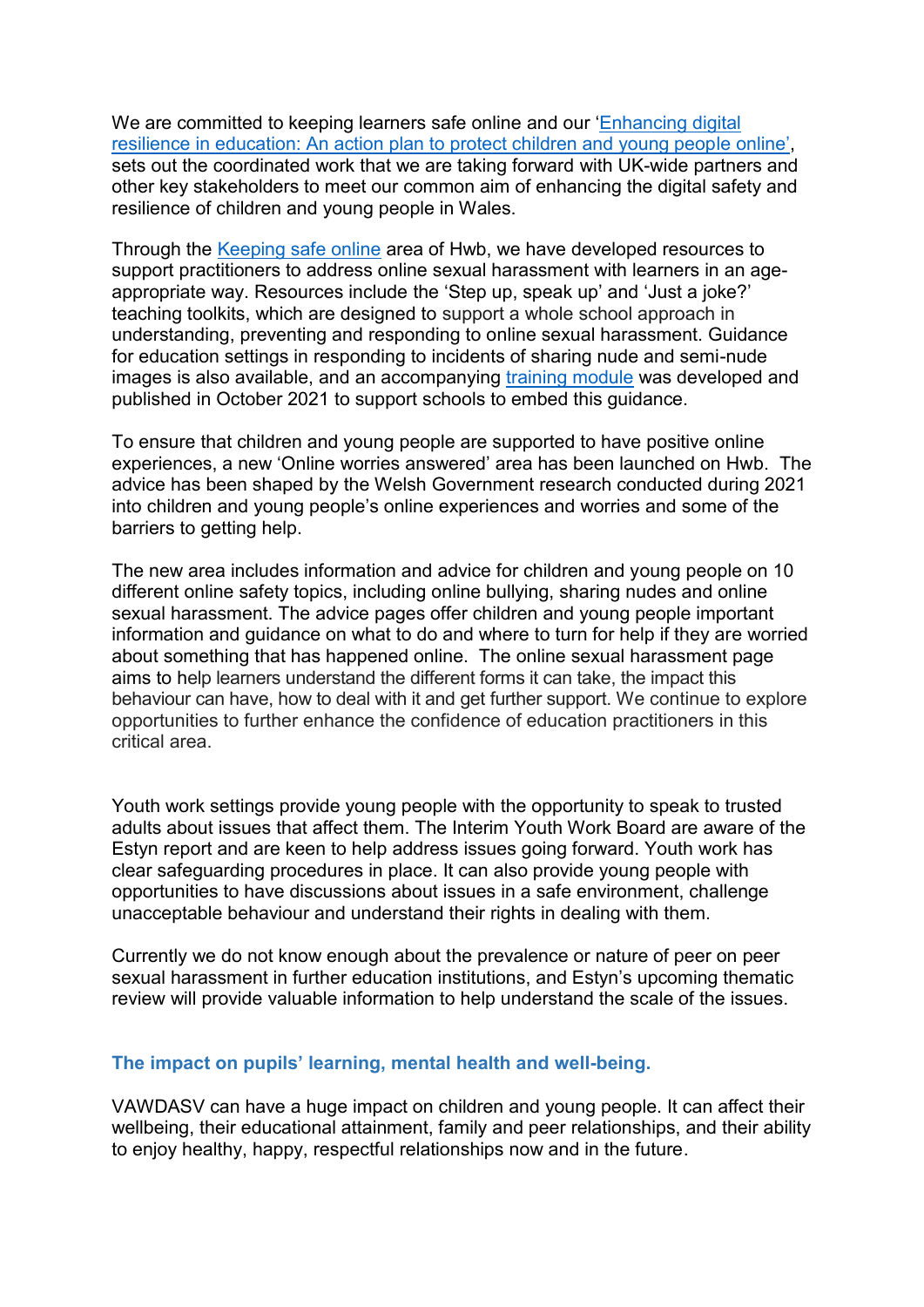We are committed to keeping learners safe online and our 'Enhancing digital resilience in education: An action plan to protect children and young people online', sets out the coordinated work that we are taking forward with UK-wide partners and other key stakeholders to meet our common aim of enhancing the digital safety and resilience of children and young people in Wales.

Through the Keeping safe online area of Hwb, we have developed resources to support practitioners to address online sexual harassment with learners in an age-appropriate way. Resources include the 'Step up, speak up' and 'Just a joke?' teaching toolkits, which are designed to support a whole school approach in understanding, preventing and responding to online sexual harassment. Guidance for education settings in responding to incidents of sharing nude and semi-nude images is also available, and an accompanying training module was developed and published in October 2021 to support schools to embed this guidance.

To ensure that children and young people are supported to have positive online experiences, a new 'Online worries answered' area has been launched on Hwb. The advice has been shaped by the Welsh Government research conducted during 2021 into children and young people's online experiences and worries and some of the barriers to getting help.

The new area includes information and advice for children and young people on 10 different online safety topics, including online bullying, sharing nudes and online sexual harassment. The advice pages offer children and young people important information and guidance on what to do and where to turn for help if they are worried about something that has happened online. The online sexual harassment page aims to help learners understand the different forms it can take, the impact this behaviour can have, how to deal with it and get further support. We continue to explore opportunities to further enhance the confidence of education practitioners in this critical area.

Youth work settings provide young people with the opportunity to speak to trusted adults about issues that affect them. The Interim Youth Work Board are aware of the Estyn report and are keen to help address issues going forward. Youth work has clear safeguarding procedures in place. It can also provide young people with opportunities to have discussions about issues in a safe environment, challenge unacceptable behaviour and understand their rights in dealing with them.

Currently we do not know enough about the prevalence or nature of peer on peer sexual harassment in further education institutions, and Estyn's upcoming thematic review will provide valuable information to help understand the scale of the issues.

### The impact on pupils' learning, mental health and well-being.

VAWDASV can have a huge impact on children and young people. It can affect their wellbeing, their educational attainment, family and peer relationships, and their ability to enjoy healthy, happy, respectful relationships now and in the future.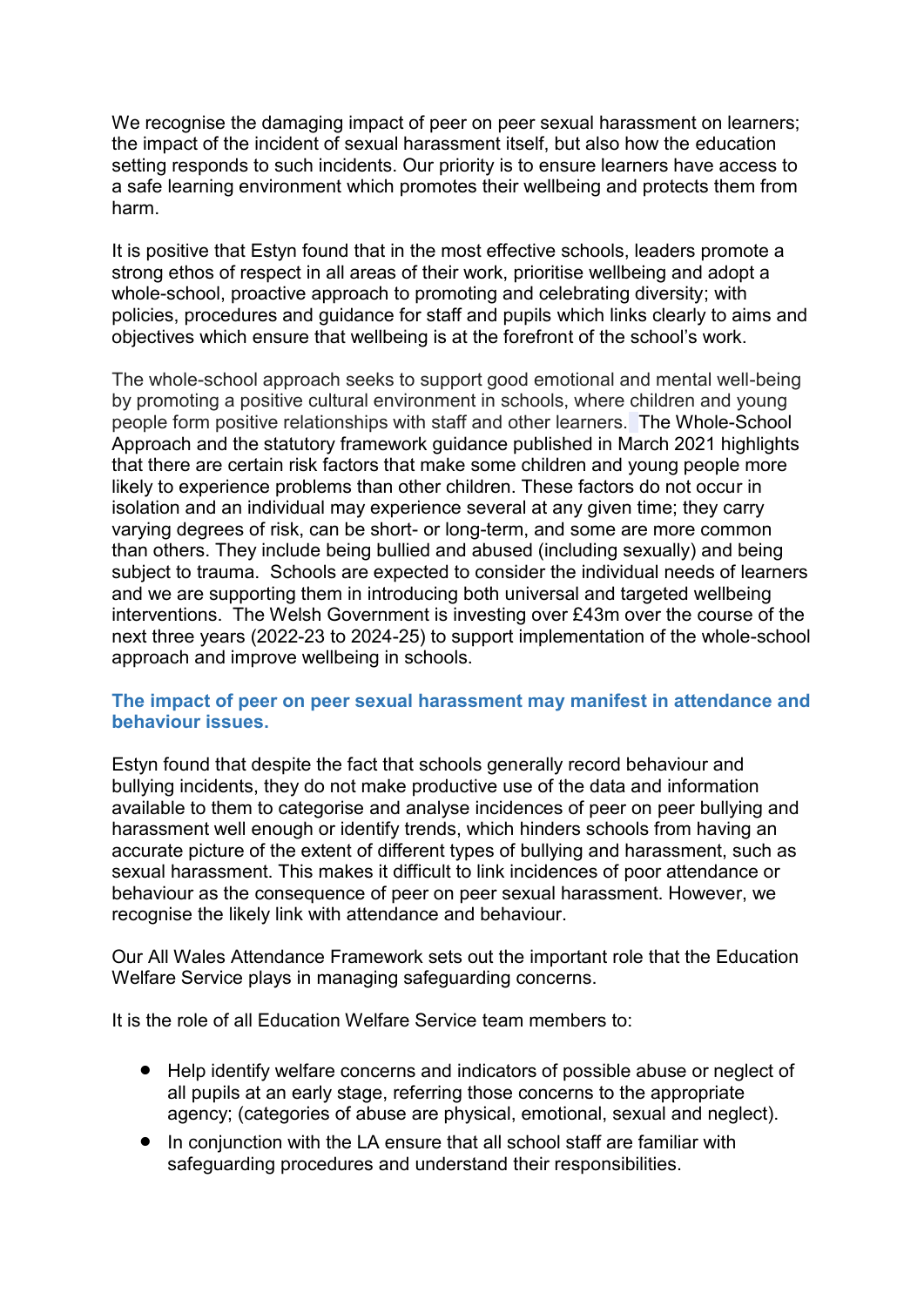We recognise the damaging impact of peer on peer sexual harassment on learners; the impact of the incident of sexual harassment itself, but also how the education setting responds to such incidents. Our priority is to ensure learners have access to a safe learning environment which promotes their wellbeing and protects them from harm.

It is positive that Estyn found that in the most effective schools, leaders promote a strong ethos of respect in all areas of their work, prioritise wellbeing and adopt a whole-school, proactive approach to promoting and celebrating diversity; with policies, procedures and guidance for staff and pupils which links clearly to aims and objectives which ensure that wellbeing is at the forefront of the school's work.

The whole-school approach seeks to support good emotional and mental well-being by promoting a positive cultural environment in schools, where children and young people form positive relationships with staff and other learners. The Whole-School Approach and the statutory framework guidance published in March 2021 highlights that there are certain risk factors that make some children and young people more likely to experience problems than other children. These factors do not occur in isolation and an individual may experience several at any given time; they carry varying degrees of risk, can be short- or long-term, and some are more common than others. They include being bullied and abused (including sexually) and being subject to trauma. Schools are expected to consider the individual needs of learners and we are supporting them in introducing both universal and targeted wellbeing interventions. The Welsh Government is investing over £43m over the course of the next three years (2022-23 to 2024-25) to support implementation of the whole-school approach and improve wellbeing in schools.

### The impact of peer on peer sexual harassment may manifest in attendance and behaviour issues.

Estyn found that despite the fact that schools generally record behaviour and bullying incidents, they do not make productive use of the data and information available to them to categorise and analyse incidences of peer on peer bullying and harassment well enough or identify trends, which hinders schools from having an accurate picture of the extent of different types of bullying and harassment, such as sexual harassment. This makes it difficult to link incidences of poor attendance or behaviour as the consequence of peer on peer sexual harassment. However, we recognise the likely link with attendance and behaviour.

Our All Wales Attendance Framework sets out the important role that the Education Welfare Service plays in managing safeguarding concerns.

It is the role of all Education Welfare Service team members to:

- Help identify welfare concerns and indicators of possible abuse or neglect of all pupils at an early stage, referring those concerns to the appropriate agency; (categories of abuse are physical, emotional, sexual and neglect).
- In conjunction with the LA ensure that all school staff are familiar with safeguarding procedures and understand their responsibilities.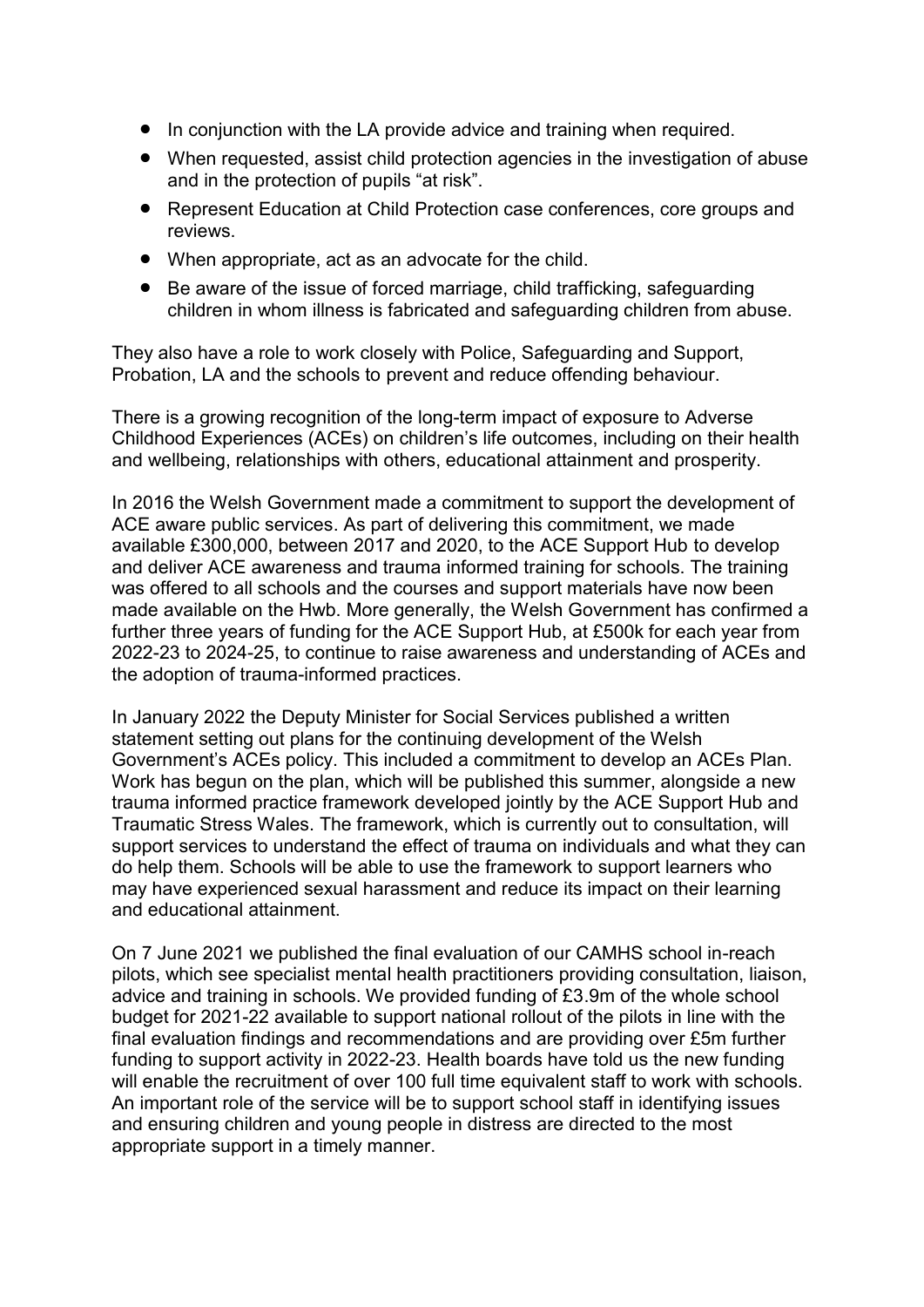- In conjunction with the LA provide advice and training when required.
- When requested, assist child protection agencies in the investigation of abuse and in the protection of pupils "at risk".
- Represent Education at Child Protection case conferences, core groups and reviews.
- When appropriate, act as an advocate for the child.
- Be aware of the issue of forced marriage, child trafficking, safeguarding children in whom illness is fabricated and safeguarding children from abuse.

They also have a role to work closely with Police, Safeguarding and Support, Probation, LA and the schools to prevent and reduce offending behaviour.

There is a growing recognition of the long-term impact of exposure to Adverse Childhood Experiences (ACEs) on children's life outcomes, including on their health and wellbeing, relationships with others, educational attainment and prosperity.

In 2016 the Welsh Government made a commitment to support the development of ACE aware public services. As part of delivering this commitment, we made available £300,000, between 2017 and 2020, to the ACE Support Hub to develop and deliver ACE awareness and trauma informed training for schools. The training was offered to all schools and the courses and support materials have now been made available on the Hwb. More generally, the Welsh Government has confirmed a further three years of funding for the ACE Support Hub, at £500k for each year from 2022-23 to 2024-25, to continue to raise awareness and understanding of ACEs and the adoption of trauma-informed practices.

In January 2022 the Deputy Minister for Social Services published a written statement setting out plans for the continuing development of the Welsh Government's ACEs policy. This included a commitment to develop an ACEs Plan. Work has begun on the plan, which will be published this summer, alongside a new trauma informed practice framework developed jointly by the ACE Support Hub and Traumatic Stress Wales. The framework, which is currently out to consultation, will support services to understand the effect of trauma on individuals and what they can do help them. Schools will be able to use the framework to support learners who may have experienced sexual harassment and reduce its impact on their learning and educational attainment.

On 7 June 2021 we published the final evaluation of our CAMHS school in-reach pilots, which see specialist mental health practitioners providing consultation, liaison, advice and training in schools. We provided funding of £3.9m of the whole school budget for 2021-22 available to support national rollout of the pilots in line with the final evaluation findings and recommendations and are providing over £5m further funding to support activity in 2022-23. Health boards have told us the new funding will enable the recruitment of over 100 full time equivalent staff to work with schools. An important role of the service will be to support school staff in identifying issues and ensuring children and young people in distress are directed to the most appropriate support in a timely manner.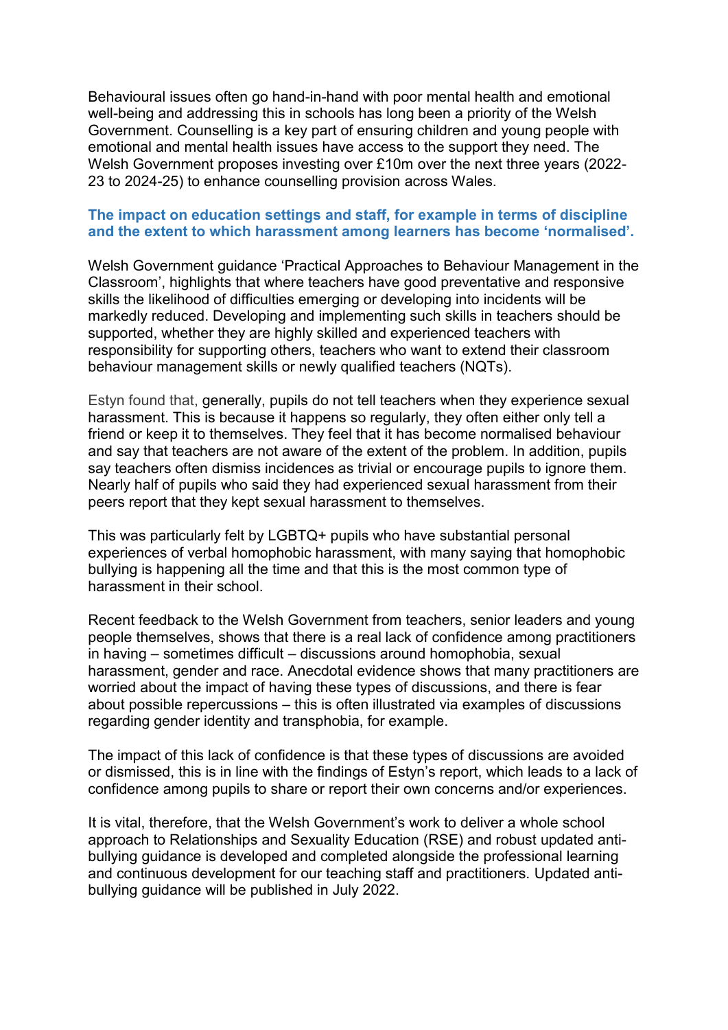Behavioural issues often go hand-in-hand with poor mental health and emotional well-being and addressing this in schools has long been a priority of the Welsh Government. Counselling is a key part of ensuring children and young people with emotional and mental health issues have access to the support they need. The Welsh Government proposes investing over £10m over the next three years (2022-23 to 2024-25) to enhance counselling provision across Wales.

### The impact on education settings and staff, for example in terms of discipline and the extent to which harassment among learners has become 'normalised'.

Welsh Government guidance 'Practical Approaches to Behaviour Management in the Classroom', highlights that where teachers have good preventative and responsive skills the likelihood of difficulties emerging or developing into incidents will be markedly reduced. Developing and implementing such skills in teachers should be supported, whether they are highly skilled and experienced teachers with responsibility for supporting others, teachers who want to extend their classroom behaviour management skills or newly qualified teachers (NQTs).

Estyn found that, generally, pupils do not tell teachers when they experience sexual harassment. This is because it happens so regularly, they often either only tell a friend or keep it to themselves. They feel that it has become normalised behaviour and say that teachers are not aware of the extent of the problem. In addition, pupils say teachers often dismiss incidences as trivial or encourage pupils to ignore them. Nearly half of pupils who said they had experienced sexual harassment from their peers report that they kept sexual harassment to themselves.

This was particularly felt by LGBTQ+ pupils who have substantial personal experiences of verbal homophobic harassment, with many saying that homophobic bullying is happening all the time and that this is the most common type of harassment in their school.

Recent feedback to the Welsh Government from teachers, senior leaders and young people themselves, shows that there is a real lack of confidence among practitioners in having – sometimes difficult – discussions around homophobia, sexual harassment, gender and race. Anecdotal evidence shows that many practitioners are worried about the impact of having these types of discussions, and there is fear about possible repercussions – this is often illustrated via examples of discussions regarding gender identity and transphobia, for example.

The impact of this lack of confidence is that these types of discussions are avoided or dismissed, this is in line with the findings of Estyn's report, which leads to a lack of confidence among pupils to share or report their own concerns and/or experiences.

It is vital, therefore, that the Welsh Government's work to deliver a whole school approach to Relationships and Sexuality Education (RSE) and robust updated anti-bullying guidance is developed and completed alongside the professional learning and continuous development for our teaching staff and practitioners. Updated anti-bullying guidance will be published in July 2022.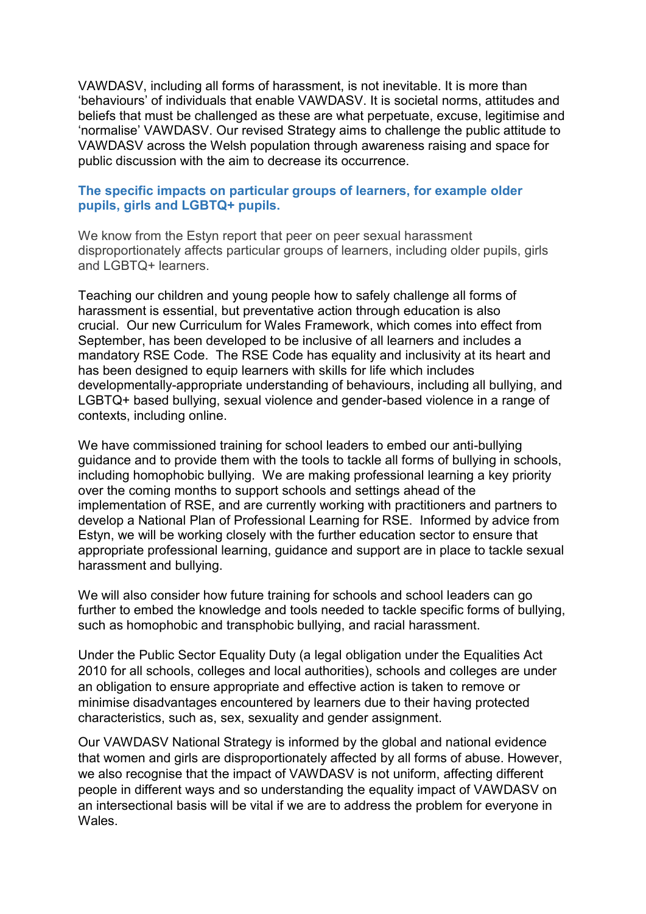VAWDASV, including all forms of harassment, is not inevitable. It is more than 'behaviours' of individuals that enable VAWDASV. It is societal norms, attitudes and beliefs that must be challenged as these are what perpetuate, excuse, legitimise and 'normalise' VAWDASV. Our revised Strategy aims to challenge the public attitude to VAWDASV across the Welsh population through awareness raising and space for public discussion with the aim to decrease its occurrence.

### The specific impacts on particular groups of learners, for example older pupils, girls and LGBTQ+ pupils.

We know from the Estyn report that peer on peer sexual harassment disproportionately affects particular groups of learners, including older pupils, girls and LGBTQ+ learners.

Teaching our children and young people how to safely challenge all forms of harassment is essential, but preventative action through education is also crucial. Our new Curriculum for Wales Framework, which comes into effect from September, has been developed to be inclusive of all learners and includes a mandatory RSE Code. The RSE Code has equality and inclusivity at its heart and has been designed to equip learners with skills for life which includes developmentally-appropriate understanding of behaviours, including all bullying, and LGBTQ+ based bullying, sexual violence and gender-based violence in a range of contexts, including online.

We have commissioned training for school leaders to embed our anti-bullying guidance and to provide them with the tools to tackle all forms of bullying in schools, including homophobic bullying. We are making professional learning a key priority over the coming months to support schools and settings ahead of the implementation of RSE, and are currently working with practitioners and partners to develop a National Plan of Professional Learning for RSE. Informed by advice from Estyn, we will be working closely with the further education sector to ensure that appropriate professional learning, guidance and support are in place to tackle sexual harassment and bullying.

We will also consider how future training for schools and school leaders can go further to embed the knowledge and tools needed to tackle specific forms of bullying, such as homophobic and transphobic bullying, and racial harassment.

Under the Public Sector Equality Duty (a legal obligation under the Equalities Act 2010 for all schools, colleges and local authorities), schools and colleges are under an obligation to ensure appropriate and effective action is taken to remove or minimise disadvantages encountered by learners due to their having protected characteristics, such as, sex, sexuality and gender assignment.

Our VAWDASV National Strategy is informed by the global and national evidence that women and girls are disproportionately affected by all forms of abuse. However, we also recognise that the impact of VAWDASV is not uniform, affecting different people in different ways and so understanding the equality impact of VAWDASV on an intersectional basis will be vital if we are to address the problem for everyone in Wales.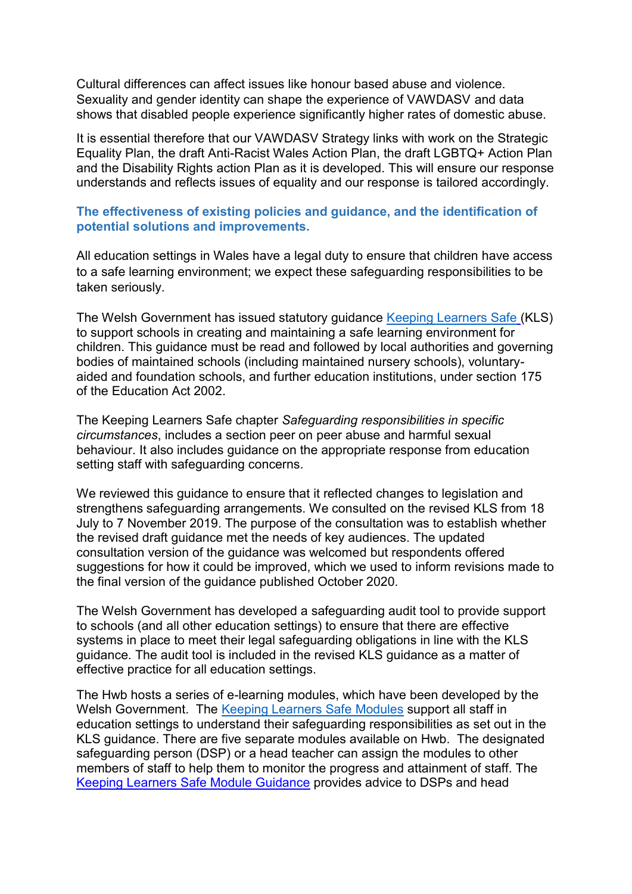Cultural differences can affect issues like honour based abuse and violence. Sexuality and gender identity can shape the experience of VAWDASV and data shows that disabled people experience significantly higher rates of domestic abuse.

It is essential therefore that our VAWDASV Strategy links with work on the Strategic Equality Plan, the draft Anti-Racist Wales Action Plan, the draft LGBTQ+ Action Plan and the Disability Rights action Plan as it is developed. This will ensure our response understands and reflects issues of equality and our response is tailored accordingly.

### The effectiveness of existing policies and guidance, and the identification of potential solutions and improvements.

All education settings in Wales have a legal duty to ensure that children have access to a safe learning environment; we expect these safeguarding responsibilities to be taken seriously.

The Welsh Government has issued statutory guidance Keeping Learners Safe (KLS) to support schools in creating and maintaining a safe learning environment for children. This guidance must be read and followed by local authorities and governing bodies of maintained schools (including maintained nursery schools), voluntary-aided and foundation schools, and further education institutions, under section 175 of the Education Act 2002.

The Keeping Learners Safe chapter *Safeguarding responsibilities in specific circumstances*, includes a section peer on peer abuse and harmful sexual behaviour. It also includes guidance on the appropriate response from education setting staff with safeguarding concerns.

We reviewed this guidance to ensure that it reflected changes to legislation and strengthens safeguarding arrangements. We consulted on the revised KLS from 18 July to 7 November 2019. The purpose of the consultation was to establish whether the revised draft guidance met the needs of key audiences. The updated consultation version of the guidance was welcomed but respondents offered suggestions for how it could be improved, which we used to inform revisions made to the final version of the guidance published October 2020.

The Welsh Government has developed a safeguarding audit tool to provide support to schools (and all other education settings) to ensure that there are effective systems in place to meet their legal safeguarding obligations in line with the KLS guidance. The audit tool is included in the revised KLS guidance as a matter of effective practice for all education settings.

The Hwb hosts a series of e-learning modules, which have been developed by the Welsh Government. The Keeping Learners Safe Modules support all staff in education settings to understand their safeguarding responsibilities as set out in the KLS guidance. There are five separate modules available on Hwb. The designated safeguarding person (DSP) or a head teacher can assign the modules to other members of staff to help them to monitor the progress and attainment of staff. The Keeping Learners Safe Module Guidance provides advice to DSPs and head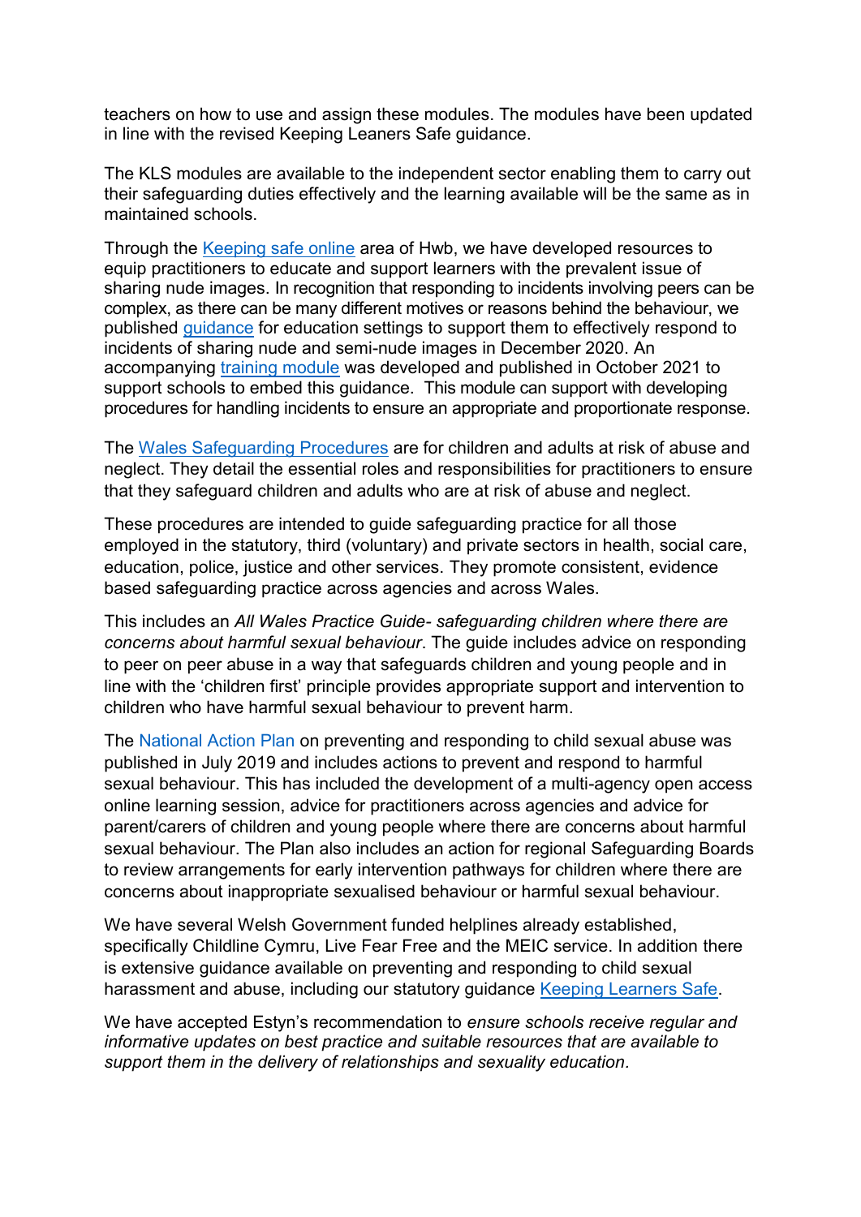teachers on how to use and assign these modules. The modules have been updated in line with the revised Keeping Leaners Safe guidance.

The KLS modules are available to the independent sector enabling them to carry out their safeguarding duties effectively and the learning available will be the same as in maintained schools.

Through the Keeping safe online area of Hwb, we have developed resources to equip practitioners to educate and support learners with the prevalent issue of sharing nude images. In recognition that responding to incidents involving peers can be complex, as there can be many different motives or reasons behind the behaviour, we published guidance for education settings to support them to effectively respond to incidents of sharing nude and semi-nude images in December 2020. An accompanying training module was developed and published in October 2021 to support schools to embed this guidance. This module can support with developing procedures for handling incidents to ensure an appropriate and proportionate response.

The Wales Safeguarding Procedures are for children and adults at risk of abuse and neglect. They detail the essential roles and responsibilities for practitioners to ensure that they safeguard children and adults who are at risk of abuse and neglect.

These procedures are intended to guide safeguarding practice for all those employed in the statutory, third (voluntary) and private sectors in health, social care, education, police, justice and other services. They promote consistent, evidence based safeguarding practice across agencies and across Wales.

This includes an *All Wales Practice Guide- safeguarding children where there are concerns about harmful sexual behaviour*. The guide includes advice on responding to peer on peer abuse in a way that safeguards children and young people and in line with the 'children first' principle provides appropriate support and intervention to children who have harmful sexual behaviour to prevent harm.

The National Action Plan on preventing and responding to child sexual abuse was published in July 2019 and includes actions to prevent and respond to harmful sexual behaviour. This has included the development of a multi-agency open access online learning session, advice for practitioners across agencies and advice for parent/carers of children and young people where there are concerns about harmful sexual behaviour. The Plan also includes an action for regional Safeguarding Boards to review arrangements for early intervention pathways for children where there are concerns about inappropriate sexualised behaviour or harmful sexual behaviour.

We have several Welsh Government funded helplines already established, specifically Childline Cymru, Live Fear Free and the MEIC service. In addition there is extensive guidance available on preventing and responding to child sexual harassment and abuse, including our statutory guidance Keeping Learners Safe.

We have accepted Estyn's recommendation to *ensure schools receive regular and informative updates on best practice and suitable resources that are available to support them in the delivery of relationships and sexuality education.*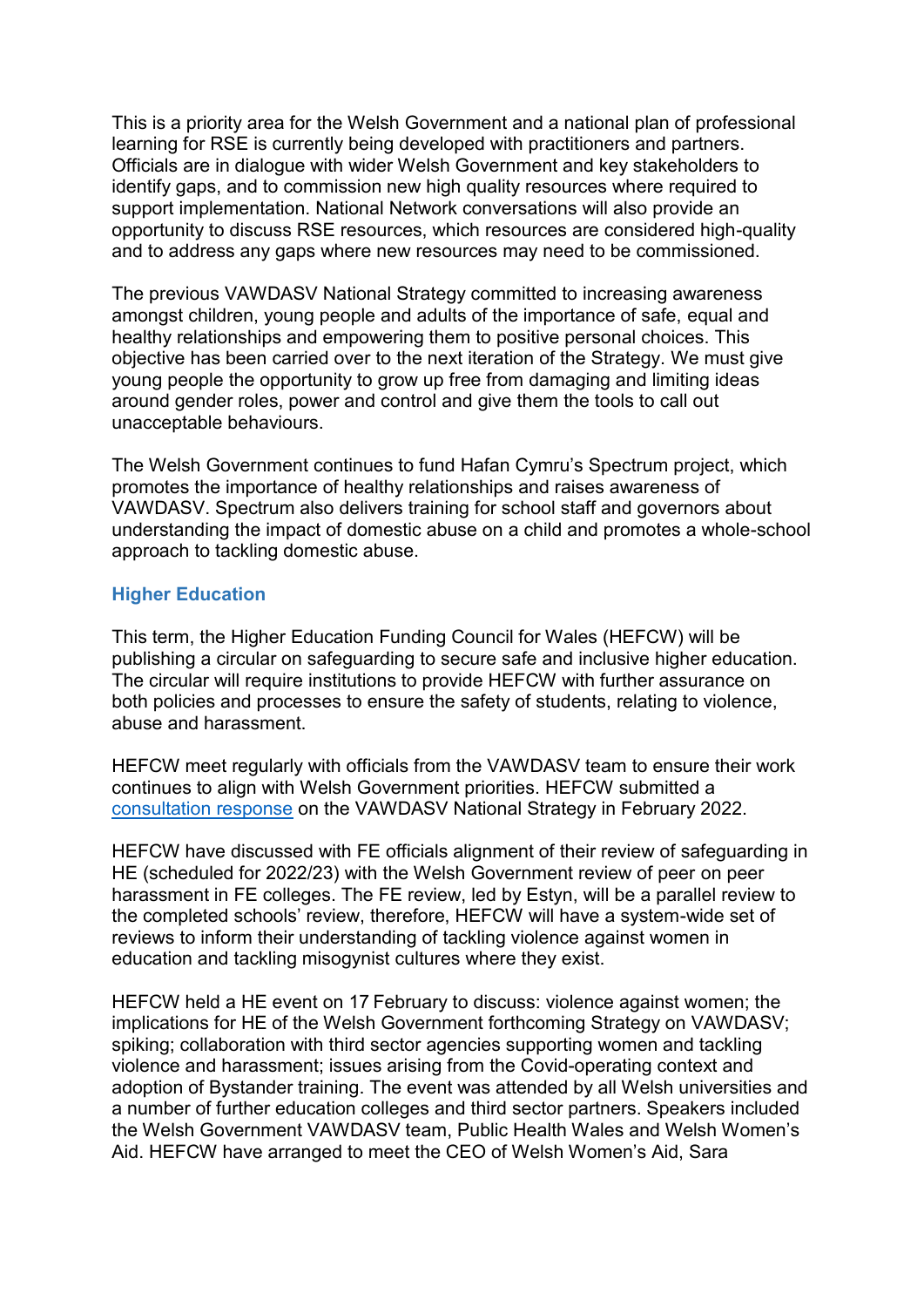This is a priority area for the Welsh Government and a national plan of professional learning for RSE is currently being developed with practitioners and partners. Officials are in dialogue with wider Welsh Government and key stakeholders to identify gaps, and to commission new high quality resources where required to support implementation. National Network conversations will also provide an opportunity to discuss RSE resources, which resources are considered high-quality and to address any gaps where new resources may need to be commissioned.

The previous VAWDASV National Strategy committed to increasing awareness amongst children, young people and adults of the importance of safe, equal and healthy relationships and empowering them to positive personal choices. This objective has been carried over to the next iteration of the Strategy. We must give young people the opportunity to grow up free from damaging and limiting ideas around gender roles, power and control and give them the tools to call out unacceptable behaviours.

The Welsh Government continues to fund Hafan Cymru's Spectrum project, which promotes the importance of healthy relationships and raises awareness of VAWDASV. Spectrum also delivers training for school staff and governors about understanding the impact of domestic abuse on a child and promotes a whole-school approach to tackling domestic abuse.

### Higher Education

This term, the Higher Education Funding Council for Wales (HEFCW) will be publishing a circular on safeguarding to secure safe and inclusive higher education. The circular will require institutions to provide HEFCW with further assurance on both policies and processes to ensure the safety of students, relating to violence, abuse and harassment.

HEFCW meet regularly with officials from the VAWDASV team to ensure their work continues to align with Welsh Government priorities. HEFCW submitted a consultation response on the VAWDASV National Strategy in February 2022.

HEFCW have discussed with FE officials alignment of their review of safeguarding in HE (scheduled for 2022/23) with the Welsh Government review of peer on peer harassment in FE colleges. The FE review, led by Estyn, will be a parallel review to the completed schools' review, therefore, HEFCW will have a system-wide set of reviews to inform their understanding of tackling violence against women in education and tackling misogynist cultures where they exist.

HEFCW held a HE event on 17 February to discuss: violence against women; the implications for HE of the Welsh Government forthcoming Strategy on VAWDASV; spiking; collaboration with third sector agencies supporting women and tackling violence and harassment; issues arising from the Covid-operating context and adoption of Bystander training. The event was attended by all Welsh universities and a number of further education colleges and third sector partners. Speakers included the Welsh Government VAWDASV team, Public Health Wales and Welsh Women's Aid. HEFCW have arranged to meet the CEO of Welsh Women's Aid, Sara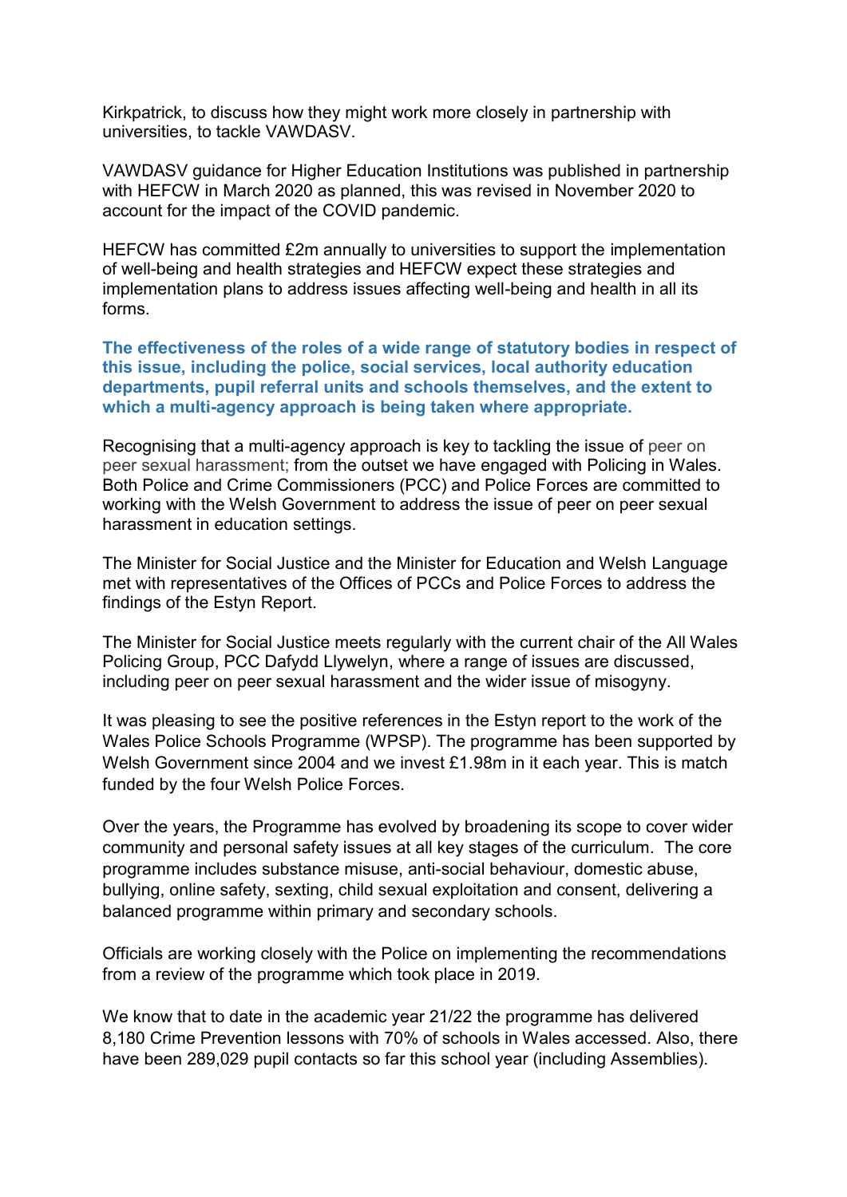Kirkpatrick, to discuss how they might work more closely in partnership with universities, to tackle VAWDASV.

VAWDASV guidance for Higher Education Institutions was published in partnership with HEFCW in March 2020 as planned, this was revised in November 2020 to account for the impact of the COVID pandemic.

HEFCW has committed £2m annually to universities to support the implementation of well-being and health strategies and HEFCW expect these strategies and implementation plans to address issues affecting well-being and health in all its forms.

**The effectiveness of the roles of a wide range of statutory bodies in respect of this issue, including the police, social services, local authority education departments, pupil referral units and schools themselves, and the extent to which a multi-agency approach is being taken where appropriate.**

Recognising that a multi-agency approach is key to tackling the issue of peer on peer sexual harassment; from the outset we have engaged with Policing in Wales. Both Police and Crime Commissioners (PCC) and Police Forces are committed to working with the Welsh Government to address the issue of peer on peer sexual harassment in education settings.

The Minister for Social Justice and the Minister for Education and Welsh Language met with representatives of the Offices of PCCs and Police Forces to address the findings of the Estyn Report.

The Minister for Social Justice meets regularly with the current chair of the All Wales Policing Group, PCC Dafydd Llywelyn, where a range of issues are discussed, including peer on peer sexual harassment and the wider issue of misogyny.

It was pleasing to see the positive references in the Estyn report to the work of the Wales Police Schools Programme (WPSP). The programme has been supported by Welsh Government since 2004 and we invest £1.98m in it each year. This is match funded by the four Welsh Police Forces.

Over the years, the Programme has evolved by broadening its scope to cover wider community and personal safety issues at all key stages of the curriculum. The core programme includes substance misuse, anti-social behaviour, domestic abuse, bullying, online safety, sexting, child sexual exploitation and consent, delivering a balanced programme within primary and secondary schools.

Officials are working closely with the Police on implementing the recommendations from a review of the programme which took place in 2019.

We know that to date in the academic year 21/22 the programme has delivered 8,180 Crime Prevention lessons with 70% of schools in Wales accessed. Also, there have been 289,029 pupil contacts so far this school year (including Assemblies).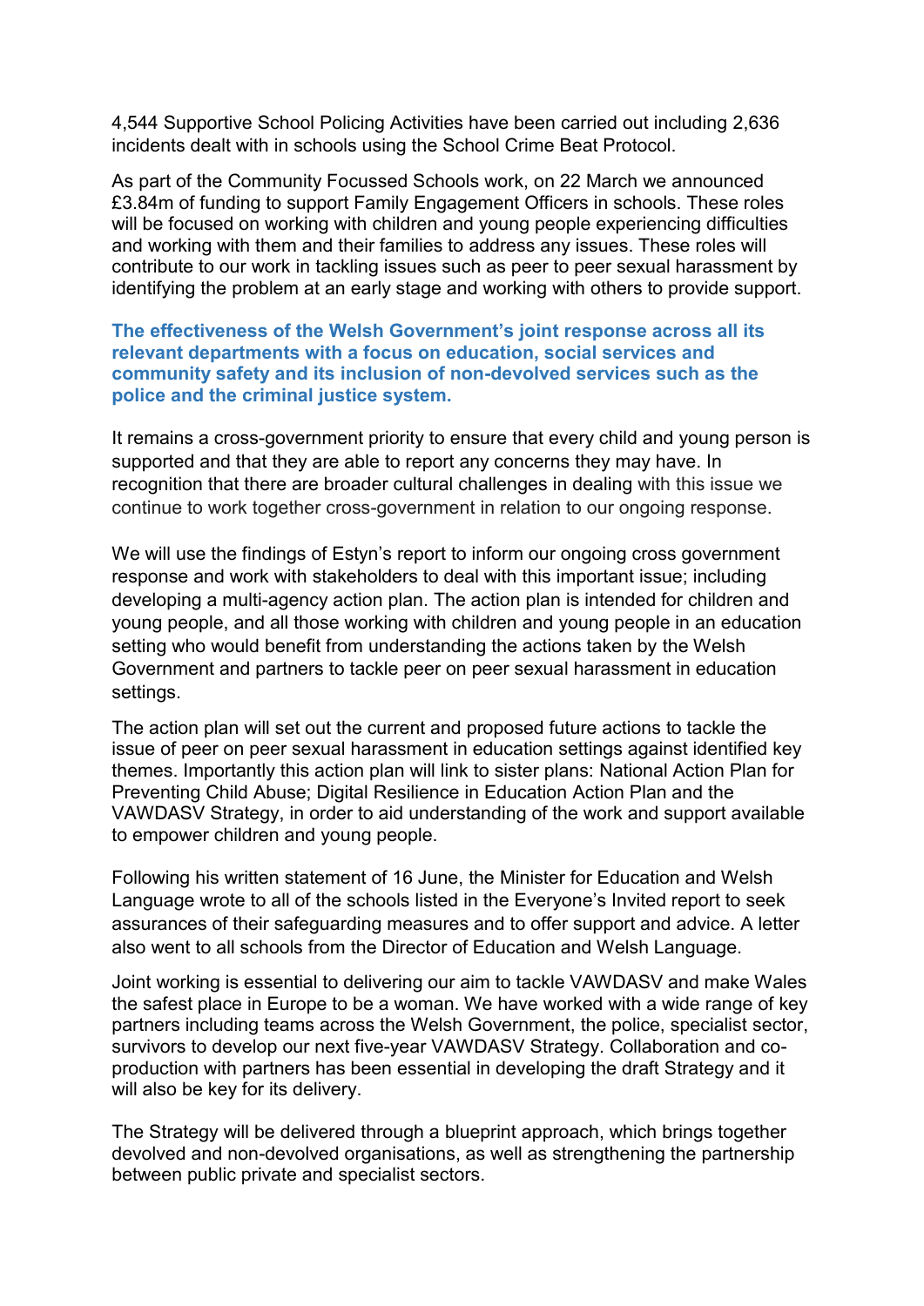4,544 Supportive School Policing Activities have been carried out including 2,636 incidents dealt with in schools using the School Crime Beat Protocol.

As part of the Community Focussed Schools work, on 22 March we announced £3.84m of funding to support Family Engagement Officers in schools. These roles will be focused on working with children and young people experiencing difficulties and working with them and their families to address any issues. These roles will contribute to our work in tackling issues such as peer to peer sexual harassment by identifying the problem at an early stage and working with others to provide support.

**The effectiveness of the Welsh Government's joint response across all its relevant departments with a focus on education, social services and community safety and its inclusion of non-devolved services such as the police and the criminal justice system.**

It remains a cross-government priority to ensure that every child and young person is supported and that they are able to report any concerns they may have. In recognition that there are broader cultural challenges in dealing with this issue we continue to work together cross-government in relation to our ongoing response.

We will use the findings of Estyn's report to inform our ongoing cross government response and work with stakeholders to deal with this important issue; including developing a multi-agency action plan. The action plan is intended for children and young people, and all those working with children and young people in an education setting who would benefit from understanding the actions taken by the Welsh Government and partners to tackle peer on peer sexual harassment in education settings.

The action plan will set out the current and proposed future actions to tackle the issue of peer on peer sexual harassment in education settings against identified key themes. Importantly this action plan will link to sister plans: National Action Plan for Preventing Child Abuse; Digital Resilience in Education Action Plan and the VAWDASV Strategy, in order to aid understanding of the work and support available to empower children and young people.

Following his written statement of 16 June, the Minister for Education and Welsh Language wrote to all of the schools listed in the Everyone's Invited report to seek assurances of their safeguarding measures and to offer support and advice. A letter also went to all schools from the Director of Education and Welsh Language.

Joint working is essential to delivering our aim to tackle VAWDASV and make Wales the safest place in Europe to be a woman. We have worked with a wide range of key partners including teams across the Welsh Government, the police, specialist sector, survivors to develop our next five-year VAWDASV Strategy. Collaboration and co-production with partners has been essential in developing the draft Strategy and it will also be key for its delivery.

The Strategy will be delivered through a blueprint approach, which brings together devolved and non-devolved organisations, as well as strengthening the partnership between public private and specialist sectors.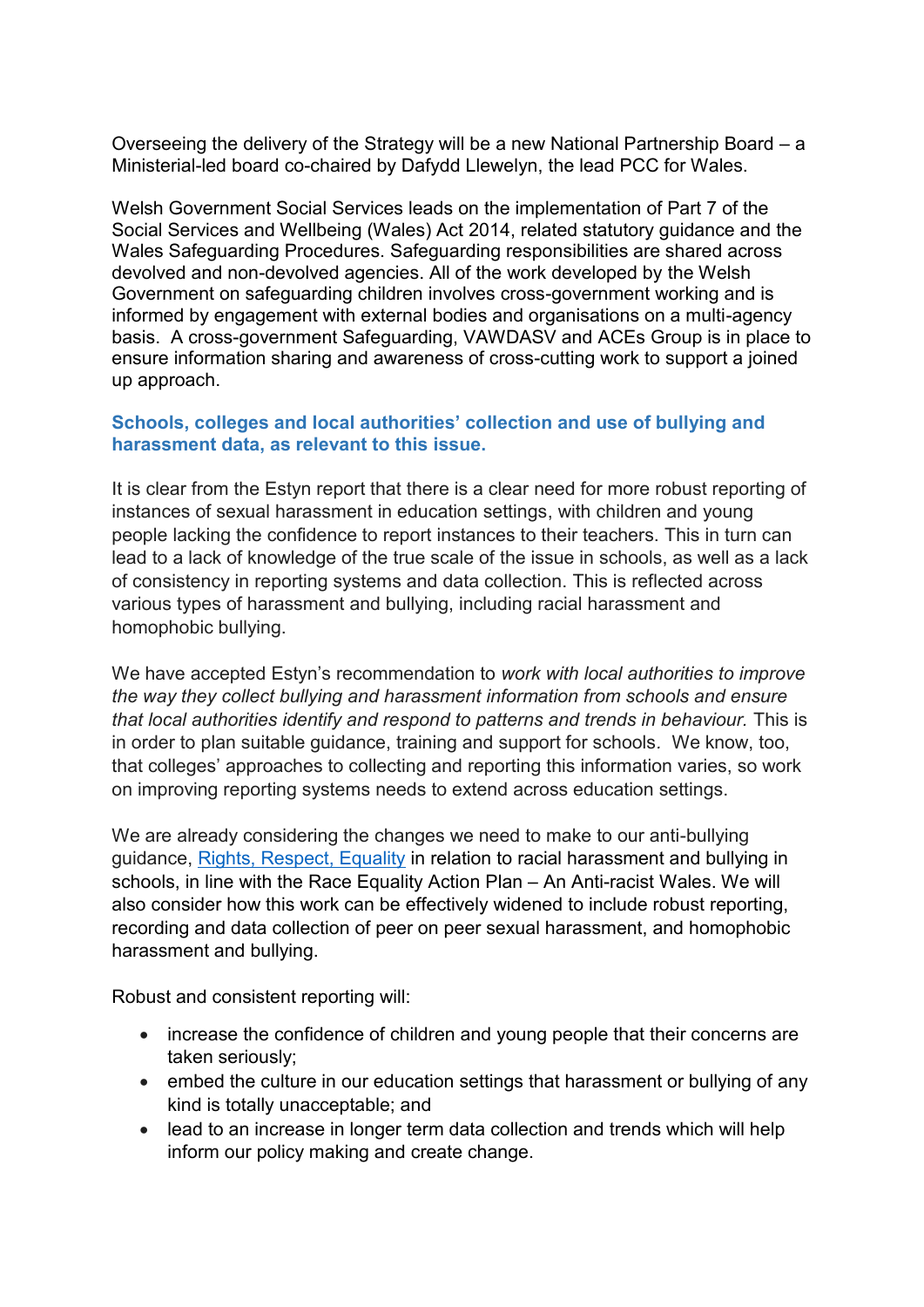Overseeing the delivery of the Strategy will be a new National Partnership Board – a Ministerial-led board co-chaired by Dafydd Llewelyn, the lead PCC for Wales.

Welsh Government Social Services leads on the implementation of Part 7 of the Social Services and Wellbeing (Wales) Act 2014, related statutory guidance and the Wales Safeguarding Procedures. Safeguarding responsibilities are shared across devolved and non-devolved agencies. All of the work developed by the Welsh Government on safeguarding children involves cross-government working and is informed by engagement with external bodies and organisations on a multi-agency basis. A cross-government Safeguarding, VAWDASV and ACEs Group is in place to ensure information sharing and awareness of cross-cutting work to support a joined up approach.

### Schools, colleges and local authorities' collection and use of bullying and harassment data, as relevant to this issue.

It is clear from the Estyn report that there is a clear need for more robust reporting of instances of sexual harassment in education settings, with children and young people lacking the confidence to report instances to their teachers. This in turn can lead to a lack of knowledge of the true scale of the issue in schools, as well as a lack of consistency in reporting systems and data collection. This is reflected across various types of harassment and bullying, including racial harassment and homophobic bullying.

We have accepted Estyn's recommendation to *work with local authorities to improve the way they collect bullying and harassment information from schools and ensure that local authorities identify and respond to patterns and trends in behaviour.* This is in order to plan suitable guidance, training and support for schools. We know, too, that colleges' approaches to collecting and reporting this information varies, so work on improving reporting systems needs to extend across education settings.

We are already considering the changes we need to make to our anti-bullying guidance, Rights, Respect, Equality in relation to racial harassment and bullying in schools, in line with the Race Equality Action Plan – An Anti-racist Wales. We will also consider how this work can be effectively widened to include robust reporting, recording and data collection of peer on peer sexual harassment, and homophobic harassment and bullying.

Robust and consistent reporting will:

- increase the confidence of children and young people that their concerns are taken seriously;
- embed the culture in our education settings that harassment or bullying of any kind is totally unacceptable; and
- lead to an increase in longer term data collection and trends which will help inform our policy making and create change.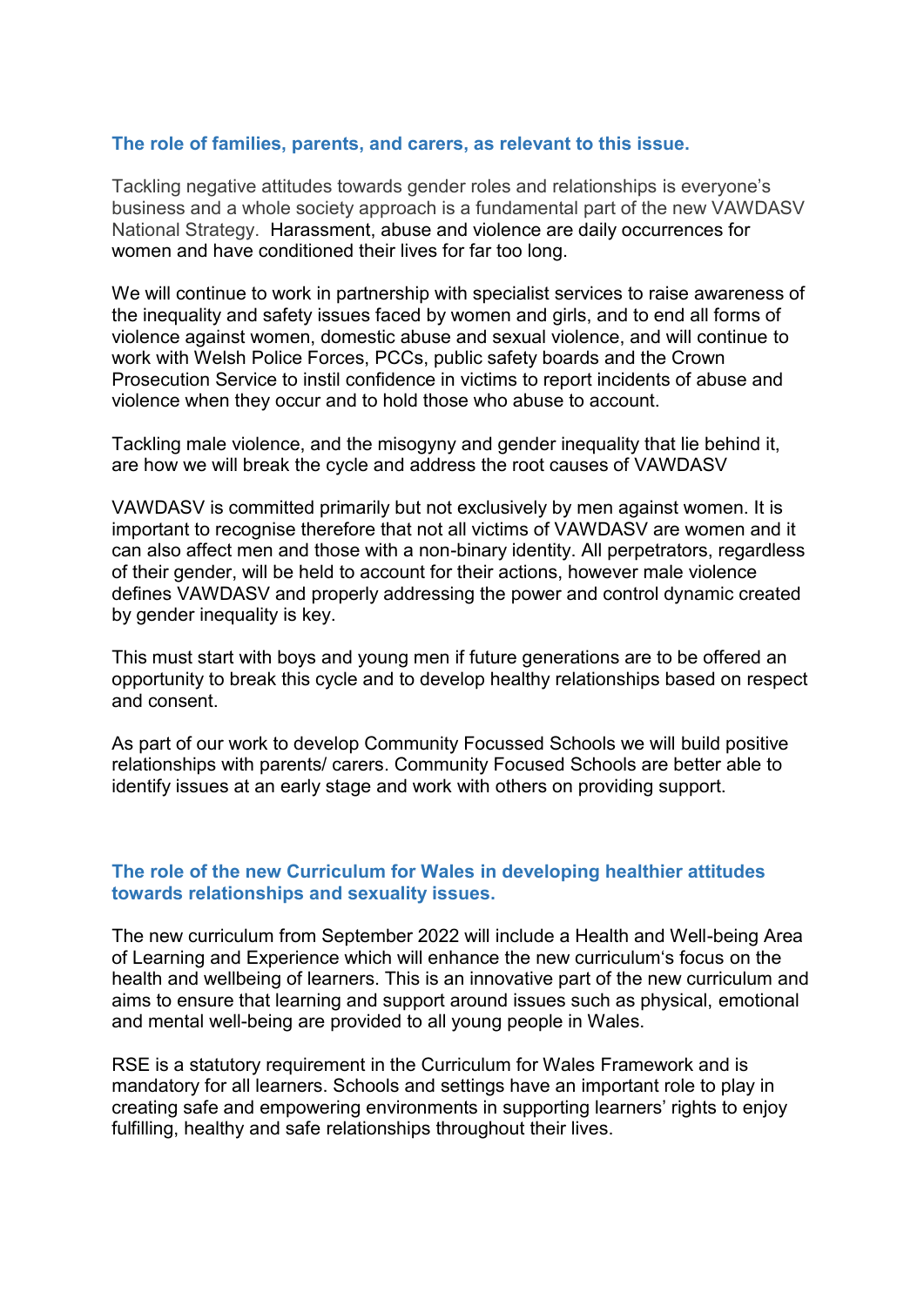### The role of families, parents, and carers, as relevant to this issue.

Tackling negative attitudes towards gender roles and relationships is everyone's business and a whole society approach is a fundamental part of the new VAWDASV National Strategy. Harassment, abuse and violence are daily occurrences for women and have conditioned their lives for far too long.

We will continue to work in partnership with specialist services to raise awareness of the inequality and safety issues faced by women and girls, and to end all forms of violence against women, domestic abuse and sexual violence, and will continue to work with Welsh Police Forces, PCCs, public safety boards and the Crown Prosecution Service to instil confidence in victims to report incidents of abuse and violence when they occur and to hold those who abuse to account.

Tackling male violence, and the misogyny and gender inequality that lie behind it, are how we will break the cycle and address the root causes of VAWDASV

VAWDASV is committed primarily but not exclusively by men against women. It is important to recognise therefore that not all victims of VAWDASV are women and it can also affect men and those with a non-binary identity. All perpetrators, regardless of their gender, will be held to account for their actions, however male violence defines VAWDASV and properly addressing the power and control dynamic created by gender inequality is key.

This must start with boys and young men if future generations are to be offered an opportunity to break this cycle and to develop healthy relationships based on respect and consent.

As part of our work to develop Community Focussed Schools we will build positive relationships with parents/ carers. Community Focused Schools are better able to identify issues at an early stage and work with others on providing support.

### The role of the new Curriculum for Wales in developing healthier attitudes towards relationships and sexuality issues.

The new curriculum from September 2022 will include a Health and Well-being Area of Learning and Experience which will enhance the new curriculum's focus on the health and wellbeing of learners. This is an innovative part of the new curriculum and aims to ensure that learning and support around issues such as physical, emotional and mental well-being are provided to all young people in Wales.

RSE is a statutory requirement in the Curriculum for Wales Framework and is mandatory for all learners. Schools and settings have an important role to play in creating safe and empowering environments in supporting learners' rights to enjoy fulfilling, healthy and safe relationships throughout their lives.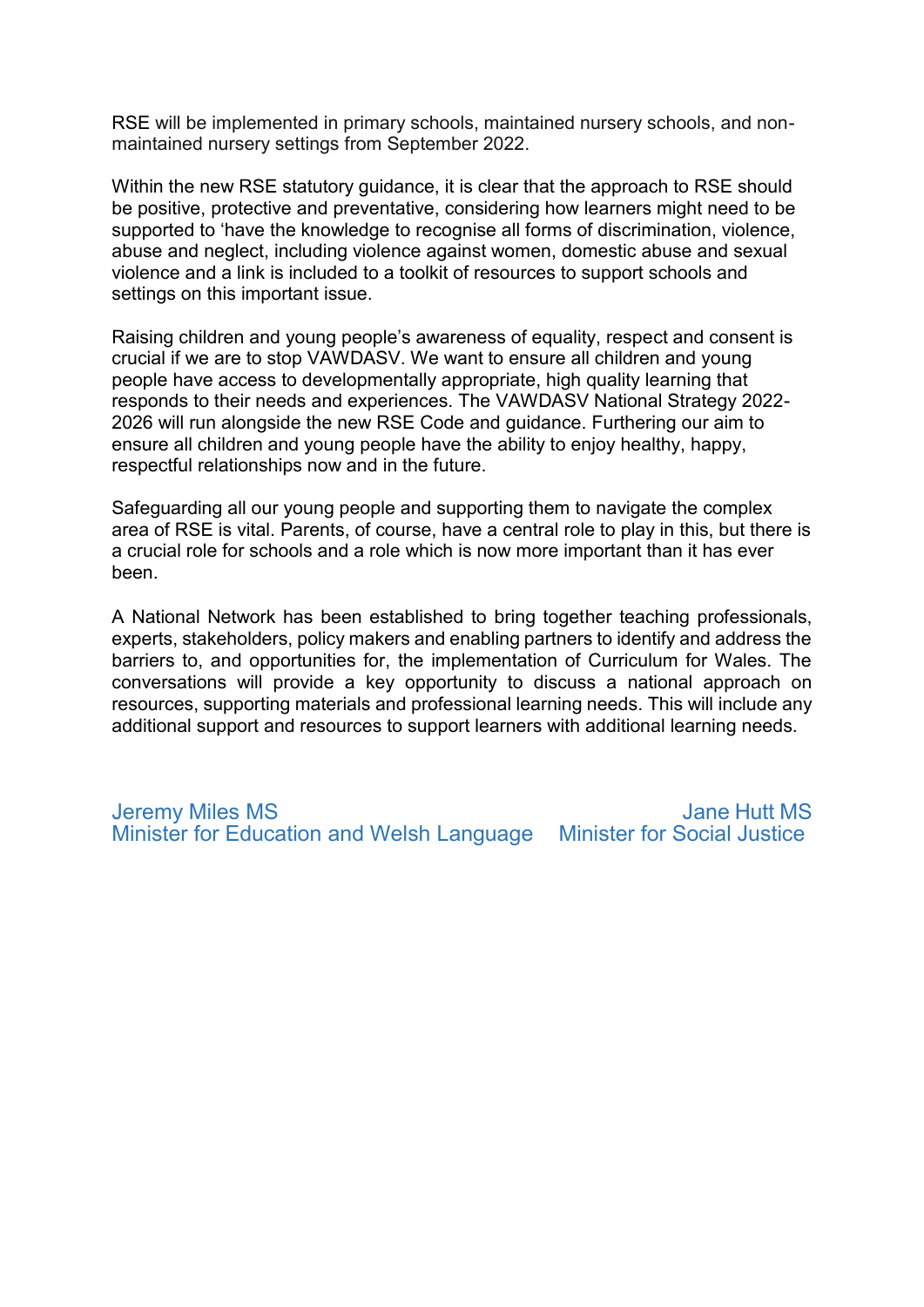RSE will be implemented in primary schools, maintained nursery schools, and non-maintained nursery settings from September 2022.

Within the new RSE statutory guidance, it is clear that the approach to RSE should be positive, protective and preventative, considering how learners might need to be supported to 'have the knowledge to recognise all forms of discrimination, violence, abuse and neglect, including violence against women, domestic abuse and sexual violence and a link is included to a toolkit of resources to support schools and settings on this important issue.

Raising children and young people's awareness of equality, respect and consent is crucial if we are to stop VAWDASV. We want to ensure all children and young people have access to developmentally appropriate, high quality learning that responds to their needs and experiences. The VAWDASV National Strategy 2022-2026 will run alongside the new RSE Code and guidance. Furthering our aim to ensure all children and young people have the ability to enjoy healthy, happy, respectful relationships now and in the future.

Safeguarding all our young people and supporting them to navigate the complex area of RSE is vital. Parents, of course, have a central role to play in this, but there is a crucial role for schools and a role which is now more important than it has ever been.

A National Network has been established to bring together teaching professionals, experts, stakeholders, policy makers and enabling partners to identify and address the barriers to, and opportunities for, the implementation of Curriculum for Wales. The conversations will provide a key opportunity to discuss a national approach on resources, supporting materials and professional learning needs. This will include any additional support and resources to support learners with additional learning needs.

Jeremy Miles MS
Minister for Education and Welsh Language

Jane Hutt MS
Minister for Social Justice